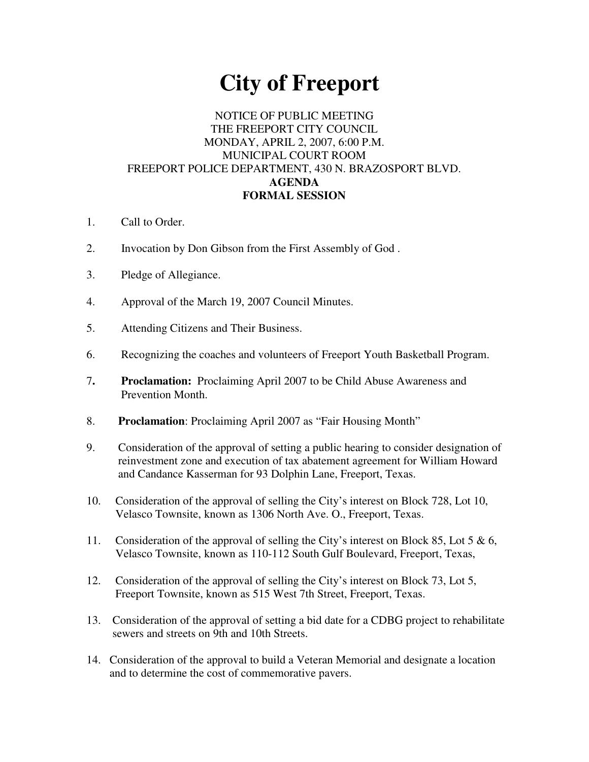# City of Freeport

NOTICE OF PUBLIC MEETING
THE FREEPORT CITY COUNCIL
MONDAY, APRIL 2, 2007, 6:00 P.M.
MUNICIPAL COURT ROOM
FREEPORT POLICE DEPARTMENT, 430 N. BRAZOSPORT BLVD.
**AGENDA**
**FORMAL SESSION**

1. Call to Order.

2. Invocation by Don Gibson from the First Assembly of God .

3. Pledge of Allegiance.

4. Approval of the March 19, 2007 Council Minutes.

5. Attending Citizens and Their Business.

6. Recognizing the coaches and volunteers of Freeport Youth Basketball Program.

7. **Proclamation:** Proclaiming April 2007 to be Child Abuse Awareness and Prevention Month.

8. **Proclamation**: Proclaiming April 2007 as "Fair Housing Month"

9. Consideration of the approval of setting a public hearing to consider designation of reinvestment zone and execution of tax abatement agreement for William Howard and Candance Kasserman for 93 Dolphin Lane, Freeport, Texas.

10. Consideration of the approval of selling the City's interest on Block 728, Lot 10, Velasco Townsite, known as 1306 North Ave. O., Freeport, Texas.

11. Consideration of the approval of selling the City's interest on Block 85, Lot 5 & 6, Velasco Townsite, known as 110-112 South Gulf Boulevard, Freeport, Texas,

12. Consideration of the approval of selling the City's interest on Block 73, Lot 5, Freeport Townsite, known as 515 West 7th Street, Freeport, Texas.

13. Consideration of the approval of setting a bid date for a CDBG project to rehabilitate sewers and streets on 9th and 10th Streets.

14. Consideration of the approval to build a Veteran Memorial and designate a location and to determine the cost of commemorative pavers.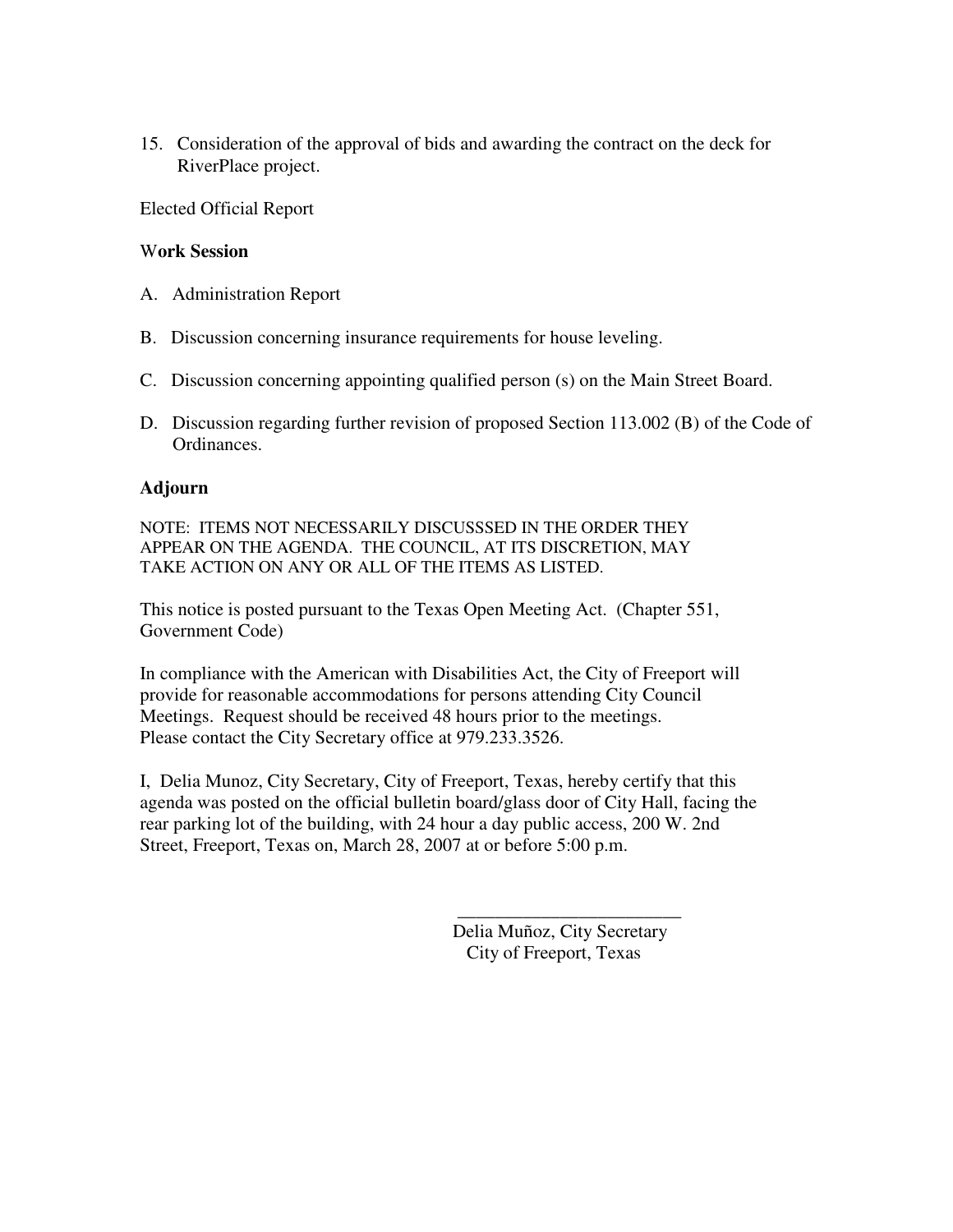15. Consideration of the approval of bids and awarding the contract on the deck for RiverPlace project.

Elected Official Report

**Work Session**

A. Administration Report

B. Discussion concerning insurance requirements for house leveling.

C. Discussion concerning appointing qualified person (s) on the Main Street Board.

D. Discussion regarding further revision of proposed Section 113.002 (B) of the Code of Ordinances.

**Adjourn**

NOTE: ITEMS NOT NECESSARILY DISCUSSSED IN THE ORDER THEY APPEAR ON THE AGENDA. THE COUNCIL, AT ITS DISCRETION, MAY TAKE ACTION ON ANY OR ALL OF THE ITEMS AS LISTED.

This notice is posted pursuant to the Texas Open Meeting Act. (Chapter 551, Government Code)

In compliance with the American with Disabilities Act, the City of Freeport will provide for reasonable accommodations for persons attending City Council Meetings. Request should be received 48 hours prior to the meetings. Please contact the City Secretary office at 979.233.3526.

I, Delia Munoz, City Secretary, City of Freeport, Texas, hereby certify that this agenda was posted on the official bulletin board/glass door of City Hall, facing the rear parking lot of the building, with 24 hour a day public access, 200 W. 2nd Street, Freeport, Texas on, March 28, 2007 at or before 5:00 p.m.

\_\_\_\_\_\_\_\_\_\_\_\_\_\_\_\_\_\_\_\_\_\_\_\_\_\_
Delia Muñoz, City Secretary
City of Freeport, Texas